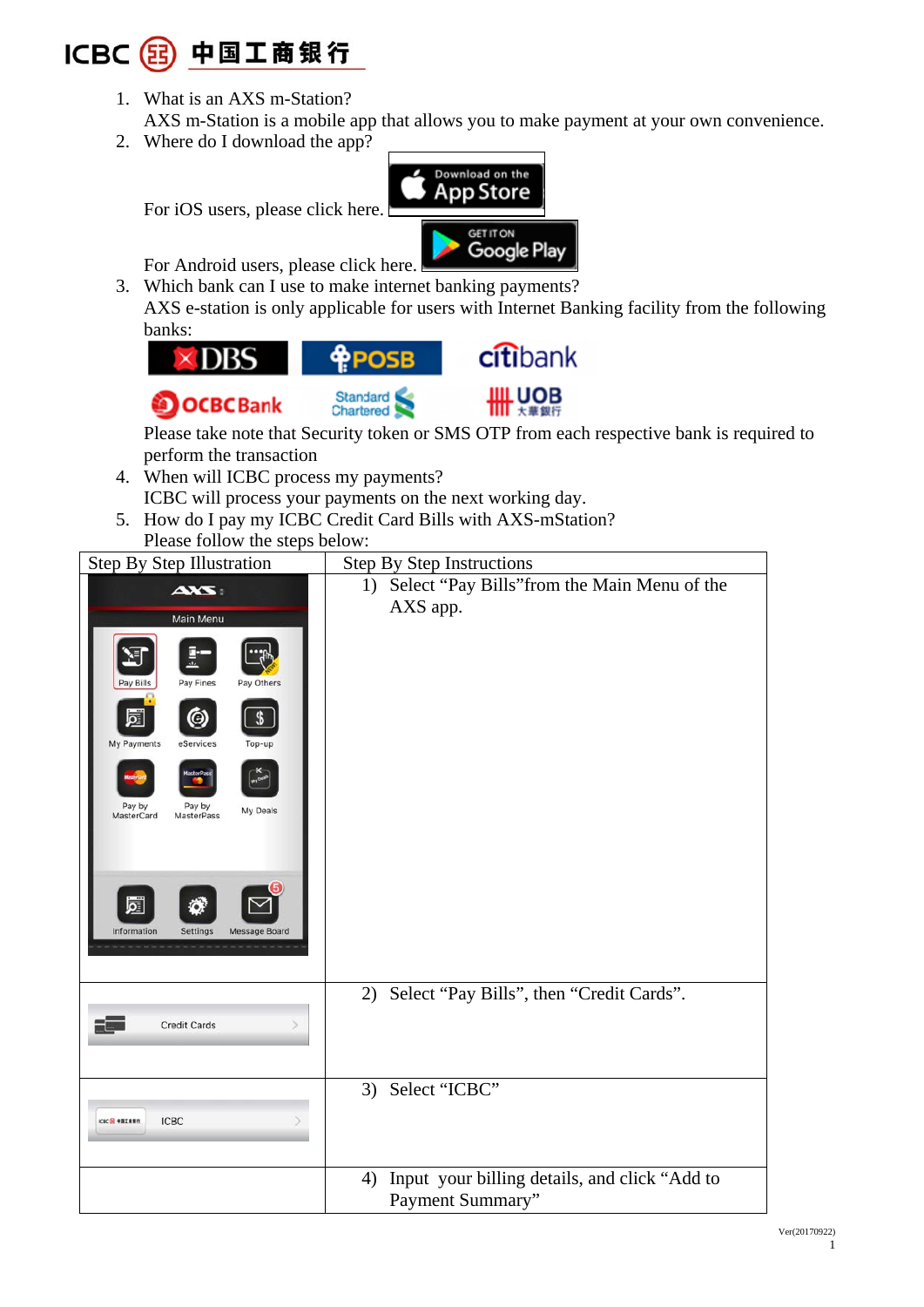1. What is an AXS m-Station?
   AXS m-Station is a mobile app that allows you to make payment at your own convenience.
2. Where do I download the app?
   For iOS users, please click here.
   For Android users, please click here.
3. Which bank can I use to make internet banking payments?
   AXS e-station is only applicable for users with Internet Banking facility from the following banks:
   Please take note that Security token or SMS OTP from each respective bank is required to perform the transaction
4. When will ICBC process my payments?
   ICBC will process your payments on the next working day.
5. How do I pay my ICBC Credit Card Bills with AXS-mStation?
   Please follow the steps below:

| Step By Step Illustration | Step By Step Instructions |
| --- | --- |
| | 1) Select "Pay Bills" from the Main Menu of the AXS app. |
| | 2) Select "Pay Bills", then "Credit Cards". |
| | 3) Select "ICBC" |
| | 4) Input your billing details, and click "Add to Payment Summary" |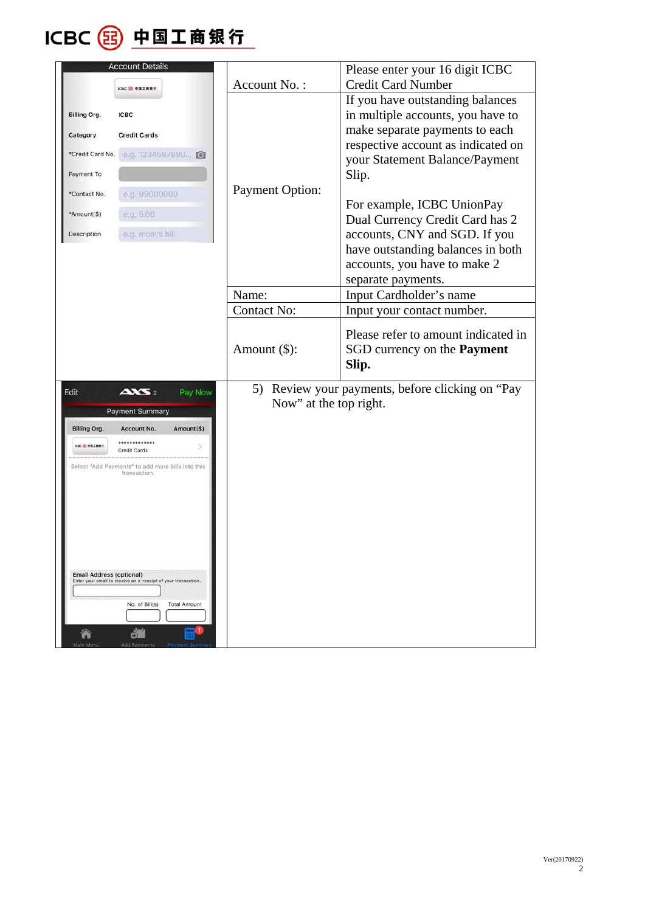| Account No. : | Please enter your 16 digit ICBC Credit Card Number |
|---|---|
| Payment Option: | If you have outstanding balances in multiple accounts, you have to make separate payments to each respective account as indicated on your Statement Balance/Payment Slip.<br><br>For example, ICBC UnionPay Dual Currency Credit Card has 2 accounts, CNY and SGD. If you have outstanding balances in both accounts, you have to make 2 separate payments. |
| Name: | Input Cardholder's name |
| Contact No: | Input your contact number. |
| Amount ($): | Please refer to amount indicated in SGD currency on the **Payment Slip.** |

5) Review your payments, before clicking on "Pay Now" at the top right.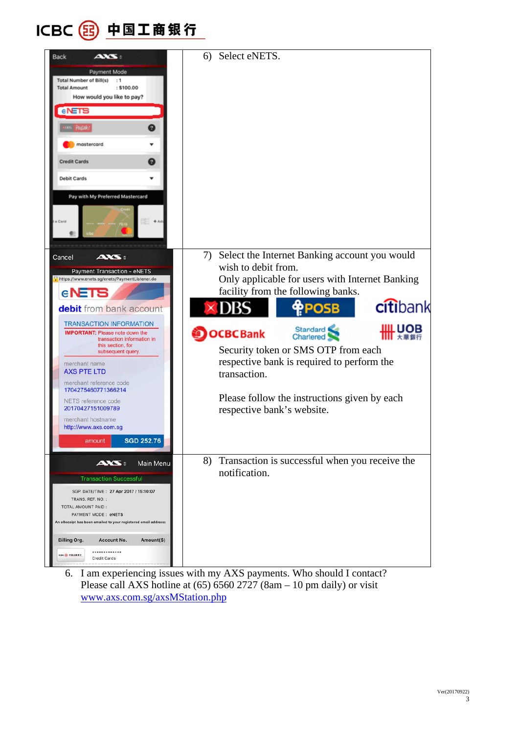| | |
|---|---|
| | 6) Select eNETS. |
| | 7) Select the Internet Banking account you would wish to debit from. Only applicable for users with Internet Banking facility from the following banks. DBS POSB citibank OCBC Bank Standard Chartered UOB Security token or SMS OTP from each respective bank is required to perform the transaction. Please follow the instructions given by each respective bank's website. |
| | 8) Transaction is successful when you receive the notification. |

6. I am experiencing issues with my AXS payments. Who should I contact?
   Please call AXS hotline at (65) 6560 2727 (8am – 10 pm daily) or visit [www.axs.com.sg/axsMStation.php](www.axs.com.sg/axsMStation.php)

Ver(20170922)